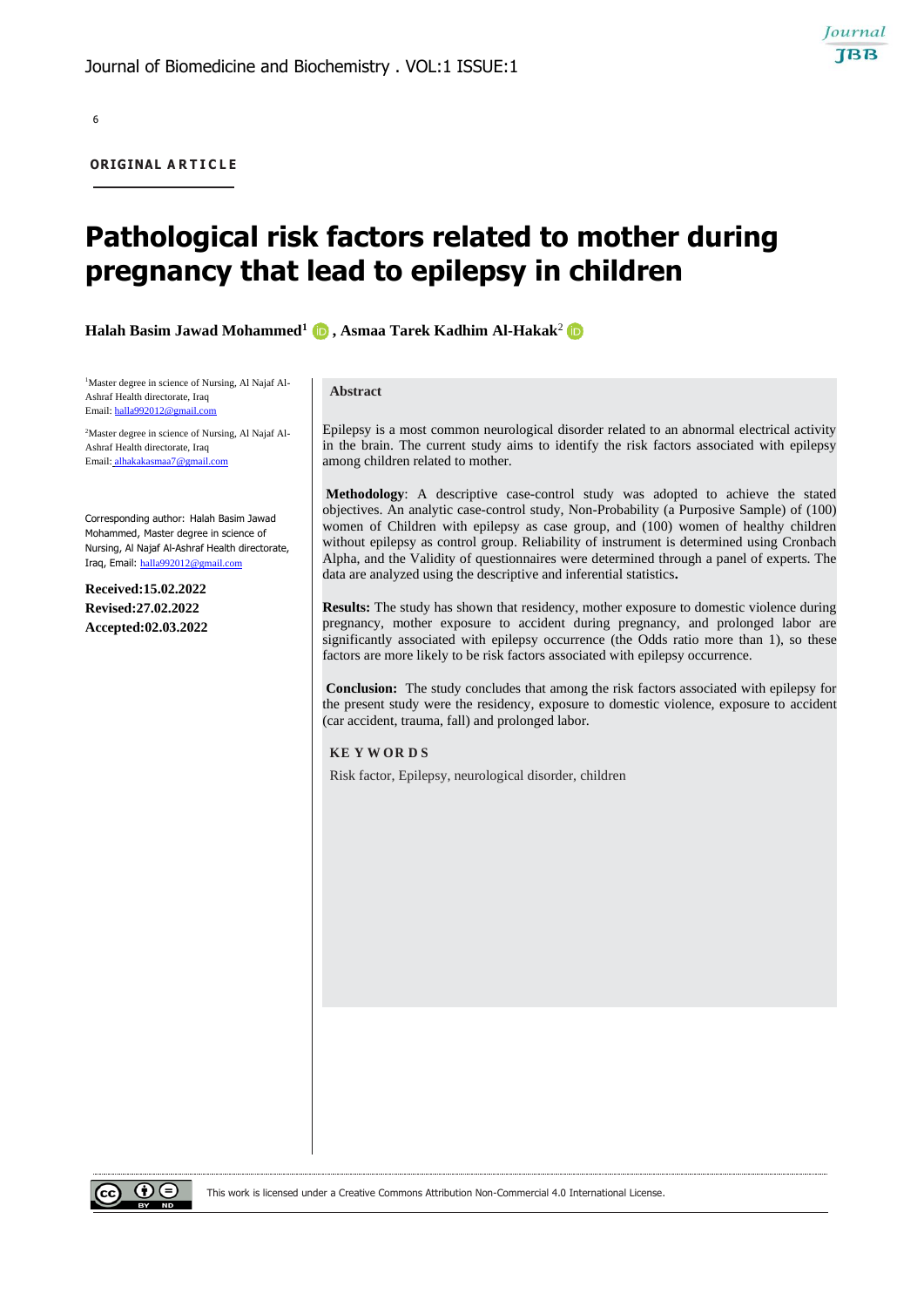ORIGINAL ARTICLE

# Pathological risk factors related to mother during pregnancy that lead to epilepsy in children

**Halah Basim Jawad Mohammed**[1], **Asmaa Tarek Kadhim Al-Hakak**[2]

[1]Master degree in science of Nursing, Al Najaf Al-Ashraf Health directorate, Iraq
Email: halla992012@gmail.com

[2]Master degree in science of Nursing, Al Najaf Al-Ashraf Health directorate, Iraq
Email: alhakakasmaa7@gmail.com

Corresponding author: Halah Basim Jawad Mohammed, Master degree in science of Nursing, Al Najaf Al-Ashraf Health directorate, Iraq, Email: halla992012@gmail.com

**Received:15.02.2022**
**Revised:27.02.2022**
**Accepted:02.03.2022**

## Abstract

Epilepsy is a most common neurological disorder related to an abnormal electrical activity in the brain. The current study aims to identify the risk factors associated with epilepsy among children related to mother.

**Methodology**: A descriptive case-control study was adopted to achieve the stated objectives. An analytic case-control study, Non-Probability (a Purposive Sample) of (100) women of Children with epilepsy as case group, and (100) women of healthy children without epilepsy as control group. Reliability of instrument is determined using Cronbach Alpha, and the Validity of questionnaires were determined through a panel of experts. The data are analyzed using the descriptive and inferential statistics**.**

**Results:** The study has shown that residency, mother exposure to domestic violence during pregnancy, mother exposure to accident during pregnancy, and prolonged labor are significantly associated with epilepsy occurrence (the Odds ratio more than 1), so these factors are more likely to be risk factors associated with epilepsy occurrence.

**Conclusion:** The study concludes that among the risk factors associated with epilepsy for the present study were the residency, exposure to domestic violence, exposure to accident (car accident, trauma, fall) and prolonged labor.

### KEY WORDS

Risk factor, Epilepsy, neurological disorder, children

This work is licensed under a Creative Commons Attribution Non-Commercial 4.0 International License.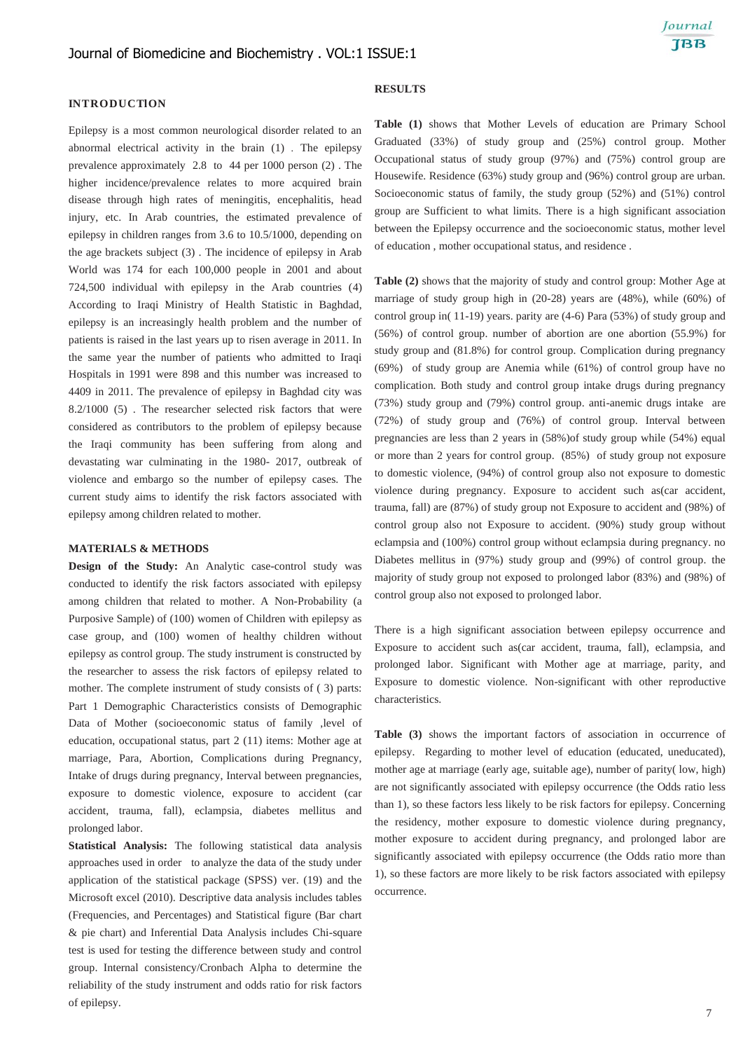## INTRODUCTION

Epilepsy is a most common neurological disorder related to an abnormal electrical activity in the brain (1) . The epilepsy prevalence approximately 2.8 to 44 per 1000 person (2) . The higher incidence/prevalence relates to more acquired brain disease through high rates of meningitis, encephalitis, head injury, etc. In Arab countries, the estimated prevalence of epilepsy in children ranges from 3.6 to 10.5/1000, depending on the age brackets subject (3) . The incidence of epilepsy in Arab World was 174 for each 100,000 people in 2001 and about 724,500 individual with epilepsy in the Arab countries (4) According to Iraqi Ministry of Health Statistic in Baghdad, epilepsy is an increasingly health problem and the number of patients is raised in the last years up to risen average in 2011. In the same year the number of patients who admitted to Iraqi Hospitals in 1991 were 898 and this number was increased to 4409 in 2011. The prevalence of epilepsy in Baghdad city was 8.2/1000 (5) . The researcher selected risk factors that were considered as contributors to the problem of epilepsy because the Iraqi community has been suffering from along and devastating war culminating in the 1980- 2017, outbreak of violence and embargo so the number of epilepsy cases. The current study aims to identify the risk factors associated with epilepsy among children related to mother.

## MATERIALS & METHODS

**Design of the Study:** An Analytic case-control study was conducted to identify the risk factors associated with epilepsy among children that related to mother. A Non-Probability (a Purposive Sample) of (100) women of Children with epilepsy as case group, and (100) women of healthy children without epilepsy as control group. The study instrument is constructed by the researcher to assess the risk factors of epilepsy related to mother. The complete instrument of study consists of ( 3) parts: Part 1 Demographic Characteristics consists of Demographic Data of Mother (socioeconomic status of family ,level of education, occupational status, part 2 (11) items: Mother age at marriage, Para, Abortion, Complications during Pregnancy, Intake of drugs during pregnancy, Interval between pregnancies, exposure to domestic violence, exposure to accident (car accident, trauma, fall), eclampsia, diabetes mellitus and prolonged labor.

**Statistical Analysis:** The following statistical data analysis approaches used in order to analyze the data of the study under application of the statistical package (SPSS) ver. (19) and the Microsoft excel (2010). Descriptive data analysis includes tables (Frequencies, and Percentages) and Statistical figure (Bar chart & pie chart) and Inferential Data Analysis includes Chi-square test is used for testing the difference between study and control group. Internal consistency/Cronbach Alpha to determine the reliability of the study instrument and odds ratio for risk factors of epilepsy.

## RESULTS

**Table (1)** shows that Mother Levels of education are Primary School Graduated (33%) of study group and (25%) control group. Mother Occupational status of study group (97%) and (75%) control group are Housewife. Residence (63%) study group and (96%) control group are urban. Socioeconomic status of family, the study group (52%) and (51%) control group are Sufficient to what limits. There is a high significant association between the Epilepsy occurrence and the socioeconomic status, mother level of education , mother occupational status, and residence .

**Table (2)** shows that the majority of study and control group: Mother Age at marriage of study group high in (20-28) years are (48%), while (60%) of control group in( 11-19) years. parity are (4-6) Para (53%) of study group and (56%) of control group. number of abortion are one abortion (55.9%) for study group and (81.8%) for control group. Complication during pregnancy (69%) of study group are Anemia while (61%) of control group have no complication. Both study and control group intake drugs during pregnancy (73%) study group and (79%) control group. anti-anemic drugs intake are (72%) of study group and (76%) of control group. Interval between pregnancies are less than 2 years in (58%)of study group while (54%) equal or more than 2 years for control group. (85%) of study group not exposure to domestic violence, (94%) of control group also not exposure to domestic violence during pregnancy. Exposure to accident such as(car accident, trauma, fall) are (87%) of study group not Exposure to accident and (98%) of control group also not Exposure to accident. (90%) study group without eclampsia and (100%) control group without eclampsia during pregnancy. no Diabetes mellitus in (97%) study group and (99%) of control group. the majority of study group not exposed to prolonged labor (83%) and (98%) of control group also not exposed to prolonged labor.

There is a high significant association between epilepsy occurrence and Exposure to accident such as(car accident, trauma, fall), eclampsia, and prolonged labor. Significant with Mother age at marriage, parity, and Exposure to domestic violence. Non-significant with other reproductive characteristics.

**Table (3)** shows the important factors of association in occurrence of epilepsy. Regarding to mother level of education (educated, uneducated), mother age at marriage (early age, suitable age), number of parity( low, high) are not significantly associated with epilepsy occurrence (the Odds ratio less than 1), so these factors less likely to be risk factors for epilepsy. Concerning the residency, mother exposure to domestic violence during pregnancy, mother exposure to accident during pregnancy, and prolonged labor are significantly associated with epilepsy occurrence (the Odds ratio more than 1), so these factors are more likely to be risk factors associated with epilepsy occurrence.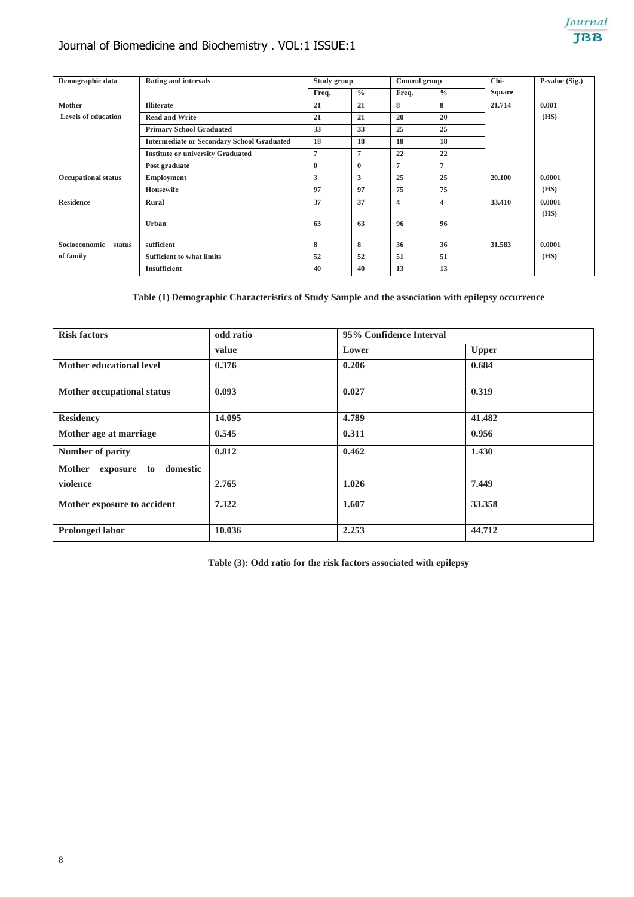| Demographic data | Rating and intervals | Study group | | Control group | | Chi-Square | P-value (Sig.) |
|---|---|---|---|---|---|---|---|
| | | Freq. | % | Freq. | % | | |
| Mother Levels of education | Illiterate | 21 | 21 | 8 | 8 | 21.714 | 0.001 (HS) |
| | Read and Write | 21 | 21 | 20 | 20 | | |
| | Primary School Graduated | 33 | 33 | 25 | 25 | | |
| | Intermediate or Secondary School Graduated | 18 | 18 | 18 | 18 | | |
| | Institute or university Graduated | 7 | 7 | 22 | 22 | | |
| | Post graduate | 0 | 0 | 7 | 7 | | |
| Occupational status | Employment | 3 | 3 | 25 | 25 | 20.100 | 0.0001 (HS) |
| | Housewife | 97 | 97 | 75 | 75 | | |
| Residence | Rural | 37 | 37 | 4 | 4 | 33.410 | 0.0001 (HS) |
| | Urban | 63 | 63 | 96 | 96 | | |
| Socioeconomic status of family | sufficient | 8 | 8 | 36 | 36 | 31.583 | 0.0001 (HS) |
| | Sufficient to what limits | 52 | 52 | 51 | 51 | | |
| | Insufficient | 40 | 40 | 13 | 13 | | |

**Table (1) Demographic Characteristics of Study Sample and the association with epilepsy occurrence**

| Risk factors | odd ratio value | 95% Confidence Interval | |
|---|---|---|---|
| | | Lower | Upper |
| Mother educational level | 0.376 | 0.206 | 0.684 |
| Mother occupational status | 0.093 | 0.027 | 0.319 |
| Residency | 14.095 | 4.789 | 41.482 |
| Mother age at marriage | 0.545 | 0.311 | 0.956 |
| Number of parity | 0.812 | 0.462 | 1.430 |
| Mother exposure to domestic violence | 2.765 | 1.026 | 7.449 |
| Mother exposure to accident | 7.322 | 1.607 | 33.358 |
| Prolonged labor | 10.036 | 2.253 | 44.712 |

**Table (3): Odd ratio for the risk factors associated with epilepsy**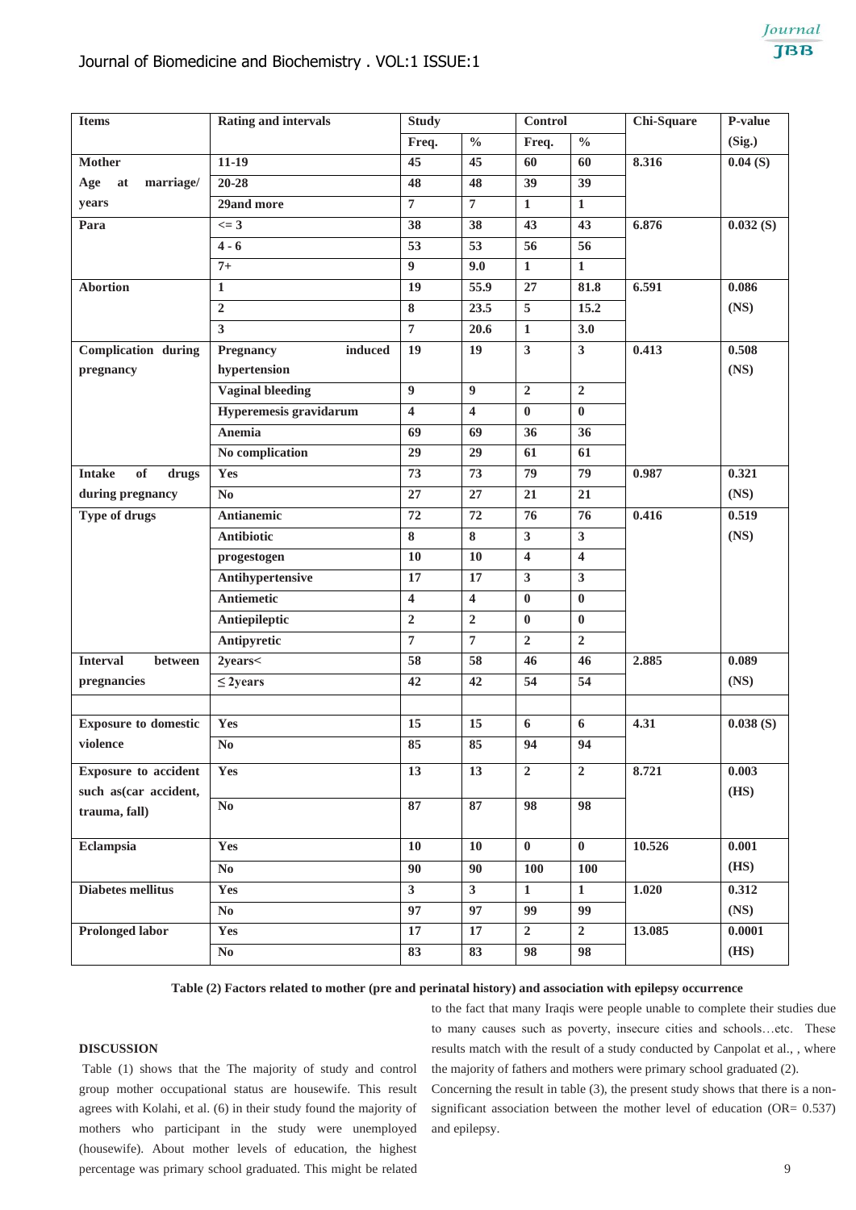| Items | Rating and intervals | Study | | Control | | Chi-Square | P-value |
|---|---|---|---|---|---|---|---|
| | | Freq. | % | Freq. | % | | (Sig.) |
| Mother Age at marriage/ years | 11-19 | 45 | 45 | 60 | 60 | 8.316 | 0.04 (S) |
| | 20-28 | 48 | 48 | 39 | 39 | | |
| | 29and more | 7 | 7 | 1 | 1 | | |
| Para | <= 3 | 38 | 38 | 43 | 43 | 6.876 | 0.032 (S) |
| | 4 - 6 | 53 | 53 | 56 | 56 | | |
| | 7+ | 9 | 9.0 | 1 | 1 | | |
| Abortion | 1 | 19 | 55.9 | 27 | 81.8 | 6.591 | 0.086 (NS) |
| | 2 | 8 | 23.5 | 5 | 15.2 | | |
| | 3 | 7 | 20.6 | 1 | 3.0 | | |
| Complication during pregnancy | Pregnancy induced hypertension | 19 | 19 | 3 | 3 | 0.413 | 0.508 (NS) |
| | Vaginal bleeding | 9 | 9 | 2 | 2 | | |
| | Hyperemesis gravidarum | 4 | 4 | 0 | 0 | | |
| | Anemia | 69 | 69 | 36 | 36 | | |
| | No complication | 29 | 29 | 61 | 61 | | |
| Intake of drugs during pregnancy | Yes | 73 | 73 | 79 | 79 | 0.987 | 0.321 (NS) |
| | No | 27 | 27 | 21 | 21 | | |
| Type of drugs | Antianemic | 72 | 72 | 76 | 76 | 0.416 | 0.519 (NS) |
| | Antibiotic | 8 | 8 | 3 | 3 | | |
| | progestogen | 10 | 10 | 4 | 4 | | |
| | Antihypertensive | 17 | 17 | 3 | 3 | | |
| | Antiemetic | 4 | 4 | 0 | 0 | | |
| | Antiepileptic | 2 | 2 | 0 | 0 | | |
| | Antipyretic | 7 | 7 | 2 | 2 | | |
| Interval between pregnancies | 2years< | 58 | 58 | 46 | 46 | 2.885 | 0.089 (NS) |
| | ≤ 2years | 42 | 42 | 54 | 54 | | |
| | | | | | | | |
| Exposure to domestic violence | Yes | 15 | 15 | 6 | 6 | 4.31 | 0.038 (S) |
| | No | 85 | 85 | 94 | 94 | | |
| Exposure to accident such as(car accident, trauma, fall) | Yes | 13 | 13 | 2 | 2 | 8.721 | 0.003 (HS) |
| | No | 87 | 87 | 98 | 98 | | |
| Eclampsia | Yes | 10 | 10 | 0 | 0 | 10.526 | 0.001 (HS) |
| | No | 90 | 90 | 100 | 100 | | |
| Diabetes mellitus | Yes | 3 | 3 | 1 | 1 | 1.020 | 0.312 (NS) |
| | No | 97 | 97 | 99 | 99 | | |
| Prolonged labor | Yes | 17 | 17 | 2 | 2 | 13.085 | 0.0001 (HS) |
| | No | 83 | 83 | 98 | 98 | | |

**Table (2) Factors related to mother (pre and perinatal history) and association with epilepsy occurrence**

## DISCUSSION

Table (1) shows that the The majority of study and control group mother occupational status are housewife. This result agrees with Kolahi, et al. (6) in their study found the majority of mothers who participant in the study were unemployed (housewife). About mother levels of education, the highest percentage was primary school graduated. This might be related to the fact that many Iraqis were people unable to complete their studies due to many causes such as poverty, insecure cities and schools…etc. These results match with the result of a study conducted by Canpolat et al., , where the majority of fathers and mothers were primary school graduated (2).

Concerning the result in table (3), the present study shows that there is a non-significant association between the mother level of education (OR= 0.537) and epilepsy.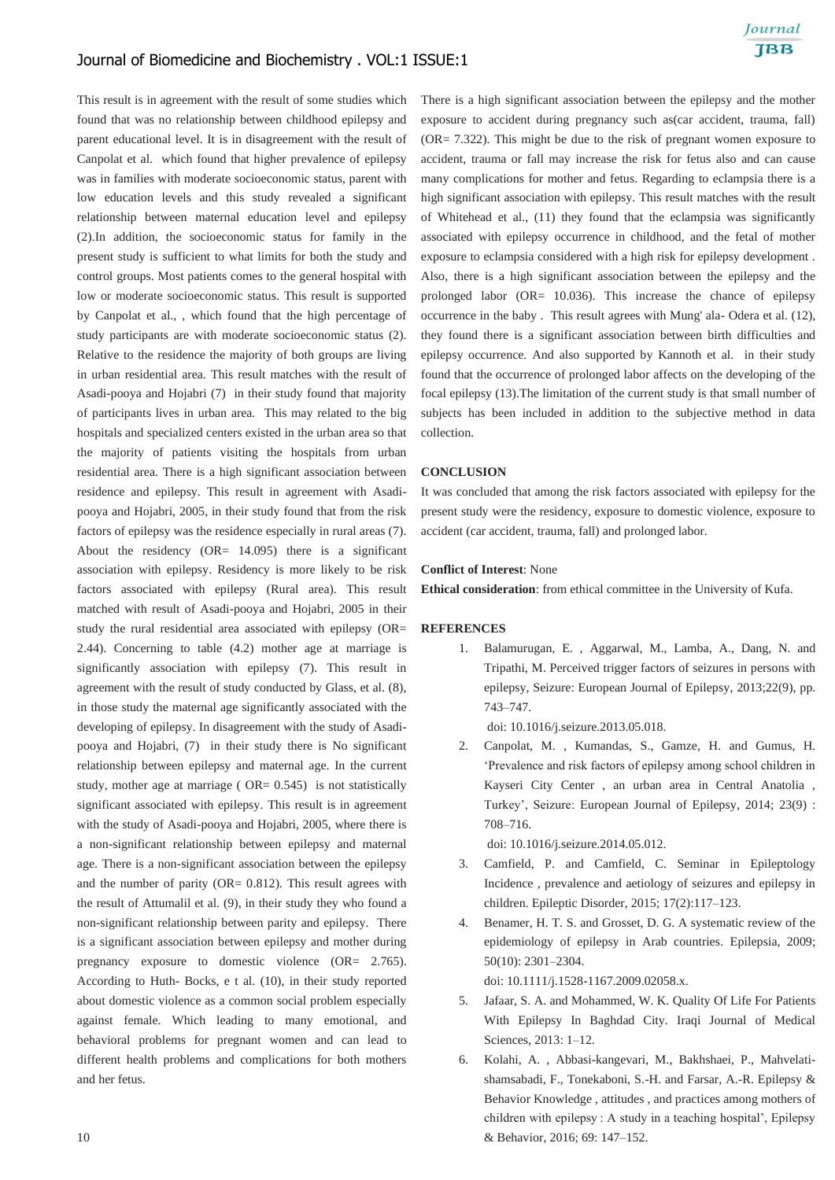This result is in agreement with the result of some studies which found that was no relationship between childhood epilepsy and parent educational level. It is in disagreement with the result of Canpolat et al. which found that higher prevalence of epilepsy was in families with moderate socioeconomic status, parent with low education levels and this study revealed a significant relationship between maternal education level and epilepsy (2).In addition, the socioeconomic status for family in the present study is sufficient to what limits for both the study and control groups. Most patients comes to the general hospital with low or moderate socioeconomic status. This result is supported by Canpolat et al., , which found that the high percentage of study participants are with moderate socioeconomic status (2). Relative to the residence the majority of both groups are living in urban residential area. This result matches with the result of Asadi-pooya and Hojabri (7) in their study found that majority of participants lives in urban area. This may related to the big hospitals and specialized centers existed in the urban area so that the majority of patients visiting the hospitals from urban residential area. There is a high significant association between residence and epilepsy. This result in agreement with Asadi-pooya and Hojabri, 2005, in their study found that from the risk factors of epilepsy was the residence especially in rural areas (7). About the residency (OR= 14.095) there is a significant association with epilepsy. Residency is more likely to be risk factors associated with epilepsy (Rural area). This result matched with result of Asadi-pooya and Hojabri, 2005 in their study the rural residential area associated with epilepsy (OR= 2.44). Concerning to table (4.2) mother age at marriage is significantly association with epilepsy (7). This result in agreement with the result of study conducted by Glass, et al. (8), in those study the maternal age significantly associated with the developing of epilepsy. In disagreement with the study of Asadi-pooya and Hojabri, (7) in their study there is No significant relationship between epilepsy and maternal age. In the current study, mother age at marriage ( OR= 0.545) is not statistically significant associated with epilepsy. This result is in agreement with the study of Asadi-pooya and Hojabri, 2005, where there is a non-significant relationship between epilepsy and maternal age. There is a non-significant association between the epilepsy and the number of parity (OR= 0.812). This result agrees with the result of Attumalil et al. (9), in their study they who found a non-significant relationship between parity and epilepsy. There is a significant association between epilepsy and mother during pregnancy exposure to domestic violence (OR= 2.765). According to Huth- Bocks, e t al. (10), in their study reported about domestic violence as a common social problem especially against female. Which leading to many emotional, and behavioral problems for pregnant women and can lead to different health problems and complications for both mothers and her fetus.

There is a high significant association between the epilepsy and the mother exposure to accident during pregnancy such as(car accident, trauma, fall) (OR= 7.322). This might be due to the risk of pregnant women exposure to accident, trauma or fall may increase the risk for fetus also and can cause many complications for mother and fetus. Regarding to eclampsia there is a high significant association with epilepsy. This result matches with the result of Whitehead et al., (11) they found that the eclampsia was significantly associated with epilepsy occurrence in childhood, and the fetal of mother exposure to eclampsia considered with a high risk for epilepsy development . Also, there is a high significant association between the epilepsy and the prolonged labor (OR= 10.036). This increase the chance of epilepsy occurrence in the baby . This result agrees with Mung' ala- Odera et al. (12), they found there is a significant association between birth difficulties and epilepsy occurrence. And also supported by Kannoth et al. in their study found that the occurrence of prolonged labor affects on the developing of the focal epilepsy (13).The limitation of the current study is that small number of subjects has been included in addition to the subjective method in data collection.

## CONCLUSION

It was concluded that among the risk factors associated with epilepsy for the present study were the residency, exposure to domestic violence, exposure to accident (car accident, trauma, fall) and prolonged labor.

**Conflict of Interest**: None

**Ethical consideration**: from ethical committee in the University of Kufa.

## REFERENCES

1. Balamurugan, E. , Aggarwal, M., Lamba, A., Dang, N. and Tripathi, M. Perceived trigger factors of seizures in persons with epilepsy, Seizure: European Journal of Epilepsy, 2013;22(9), pp. 743–747.
   doi: 10.1016/j.seizure.2013.05.018.
2. Canpolat, M. , Kumandas, S., Gamze, H. and Gumus, H. 'Prevalence and risk factors of epilepsy among school children in Kayseri City Center , an urban area in Central Anatolia , Turkey', Seizure: European Journal of Epilepsy, 2014; 23(9) : 708–716.
   doi: 10.1016/j.seizure.2014.05.012.
3. Camfield, P. and Camfield, C. Seminar in Epileptology Incidence , prevalence and aetiology of seizures and epilepsy in children. Epileptic Disorder, 2015; 17(2):117–123.
4. Benamer, H. T. S. and Grosset, D. G. A systematic review of the epidemiology of epilepsy in Arab countries. Epilepsia, 2009; 50(10): 2301–2304.
   doi: 10.1111/j.1528-1167.2009.02058.x.
5. Jafaar, S. A. and Mohammed, W. K. Quality Of Life For Patients With Epilepsy In Baghdad City. Iraqi Journal of Medical Sciences, 2013: 1–12.
6. Kolahi, A. , Abbasi-kangevari, M., Bakhshaei, P., Mahvelati-shamsabadi, F., Tonekaboni, S.-H. and Farsar, A.-R. Epilepsy & Behavior Knowledge , attitudes , and practices among mothers of children with epilepsy : A study in a teaching hospital', Epilepsy & Behavior, 2016; 69: 147–152.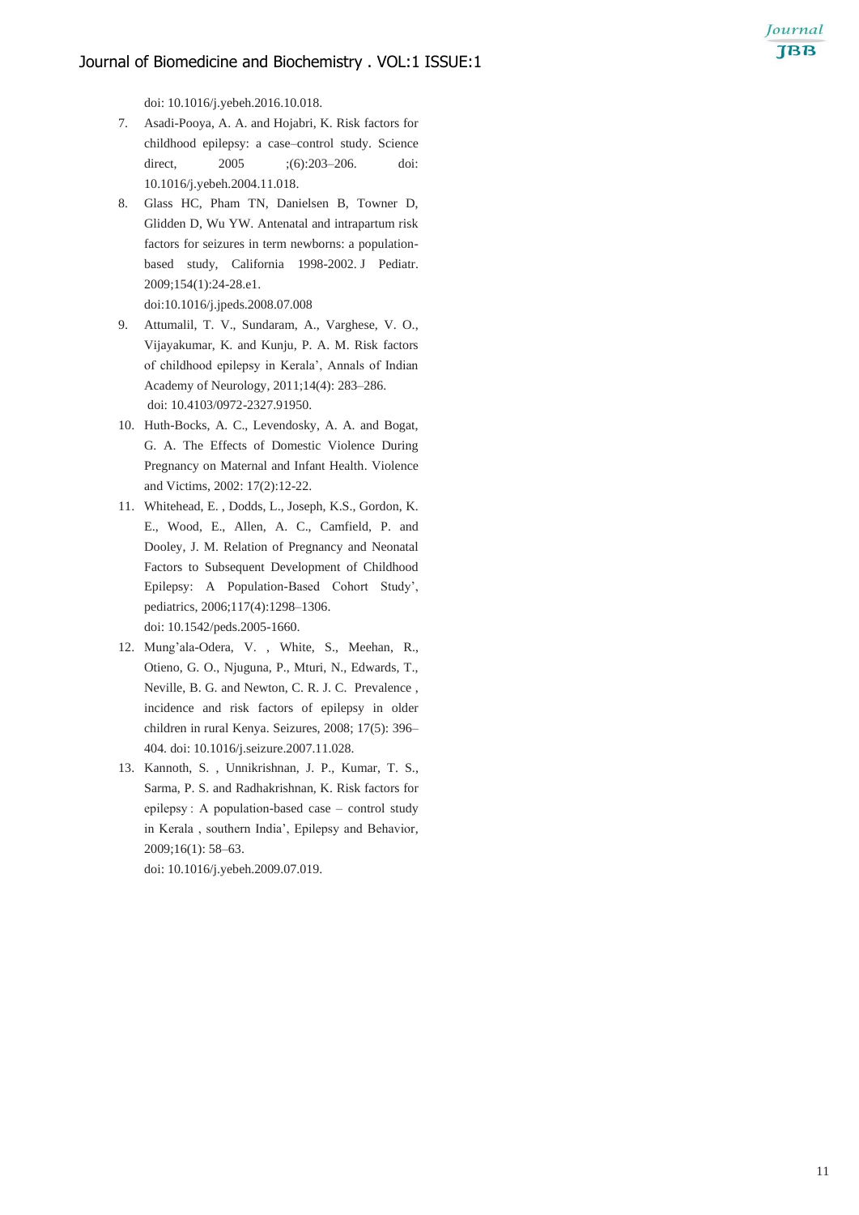doi: 10.1016/j.yebeh.2016.10.018.

7. Asadi-Pooya, A. A. and Hojabri, K. Risk factors for childhood epilepsy: a case–control study. Science direct, 2005 ;(6):203–206. doi: 10.1016/j.yebeh.2004.11.018.
8. Glass HC, Pham TN, Danielsen B, Towner D, Glidden D, Wu YW. Antenatal and intrapartum risk factors for seizures in term newborns: a population-based study, California 1998-2002. J Pediatr. 2009;154(1):24-28.e1. doi:10.1016/j.jpeds.2008.07.008
9. Attumalil, T. V., Sundaram, A., Varghese, V. O., Vijayakumar, K. and Kunju, P. A. M. Risk factors of childhood epilepsy in Kerala', Annals of Indian Academy of Neurology, 2011;14(4): 283–286. doi: 10.4103/0972-2327.91950.
10. Huth-Bocks, A. C., Levendosky, A. A. and Bogat, G. A. The Effects of Domestic Violence During Pregnancy on Maternal and Infant Health. Violence and Victims, 2002: 17(2):12-22.
11. Whitehead, E. , Dodds, L., Joseph, K.S., Gordon, K. E., Wood, E., Allen, A. C., Camfield, P. and Dooley, J. M. Relation of Pregnancy and Neonatal Factors to Subsequent Development of Childhood Epilepsy: A Population-Based Cohort Study', pediatrics, 2006;117(4):1298–1306. doi: 10.1542/peds.2005-1660.
12. Mung'ala-Odera, V. , White, S., Meehan, R., Otieno, G. O., Njuguna, P., Mturi, N., Edwards, T., Neville, B. G. and Newton, C. R. J. C. Prevalence , incidence and risk factors of epilepsy in older children in rural Kenya. Seizures, 2008; 17(5): 396–404. doi: 10.1016/j.seizure.2007.11.028.
13. Kannoth, S. , Unnikrishnan, J. P., Kumar, T. S., Sarma, P. S. and Radhakrishnan, K. Risk factors for epilepsy : A population-based case – control study in Kerala , southern India', Epilepsy and Behavior, 2009;16(1): 58–63. doi: 10.1016/j.yebeh.2009.07.019.